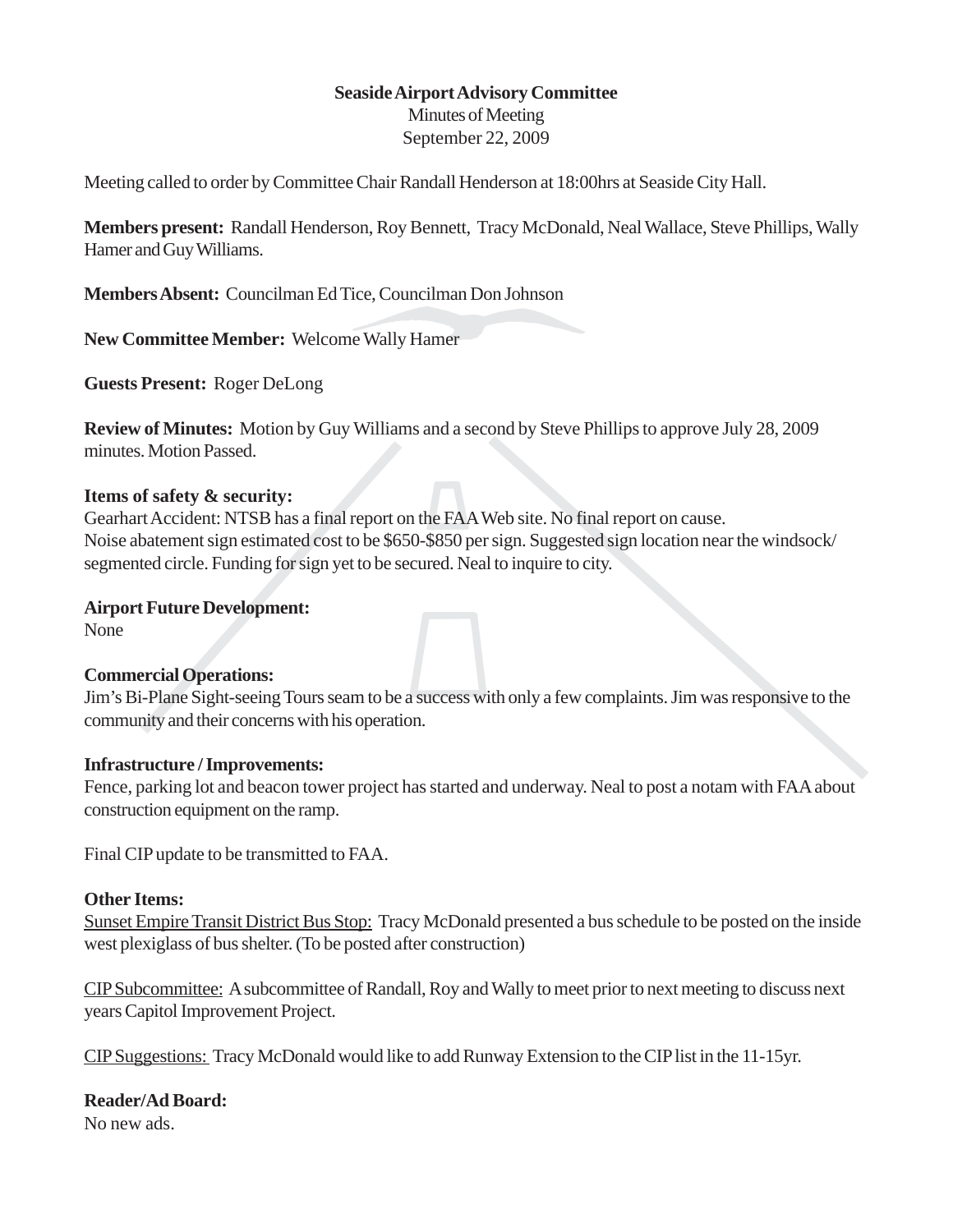**Seaside Airport Advisory Committee**

Minutes of Meeting

September 22, 2009

Meeting called to order by Committee Chair Randall Henderson at 18:00hrs at Seaside City Hall.

**Members present:** Randall Henderson, Roy Bennett, Tracy McDonald, Neal Wallace, Steve Phillips, Wally Hamer and Guy Williams.

**Members Absent:** Councilman Ed Tice, Councilman Don Johnson

**New Committee Member:** Welcome Wally Hamer

**Guests Present:** Roger DeLong

**Review of Minutes:** Motion by Guy Williams and a second by Steve Phillips to approve July 28, 2009 minutes. Motion Passed.

**Items of safety & security:**

Gearhart Accident: NTSB has a final report on the FAA Web site. No final report on cause.

Noise abatement sign estimated cost to be $650-$850 per sign. Suggested sign location near the windsock/ segmented circle. Funding for sign yet to be secured. Neal to inquire to city.

**Airport Future Development:**

None

**Commercial Operations:**

Jim's Bi-Plane Sight-seeing Tours seam to be a success with only a few complaints. Jim was responsive to the community and their concerns with his operation.

**Infrastructure / Improvements:**

Fence, parking lot and beacon tower project has started and underway. Neal to post a notam with FAA about construction equipment on the ramp.

Final CIP update to be transmitted to FAA.

**Other Items:**

Sunset Empire Transit District Bus Stop: Tracy McDonald presented a bus schedule to be posted on the inside west plexiglass of bus shelter. (To be posted after construction)

CIP Subcommittee: A subcommittee of Randall, Roy and Wally to meet prior to next meeting to discuss next years Capitol Improvement Project.

CIP Suggestions: Tracy McDonald would like to add Runway Extension to the CIP list in the 11-15yr.

**Reader/Ad Board:**

No new ads.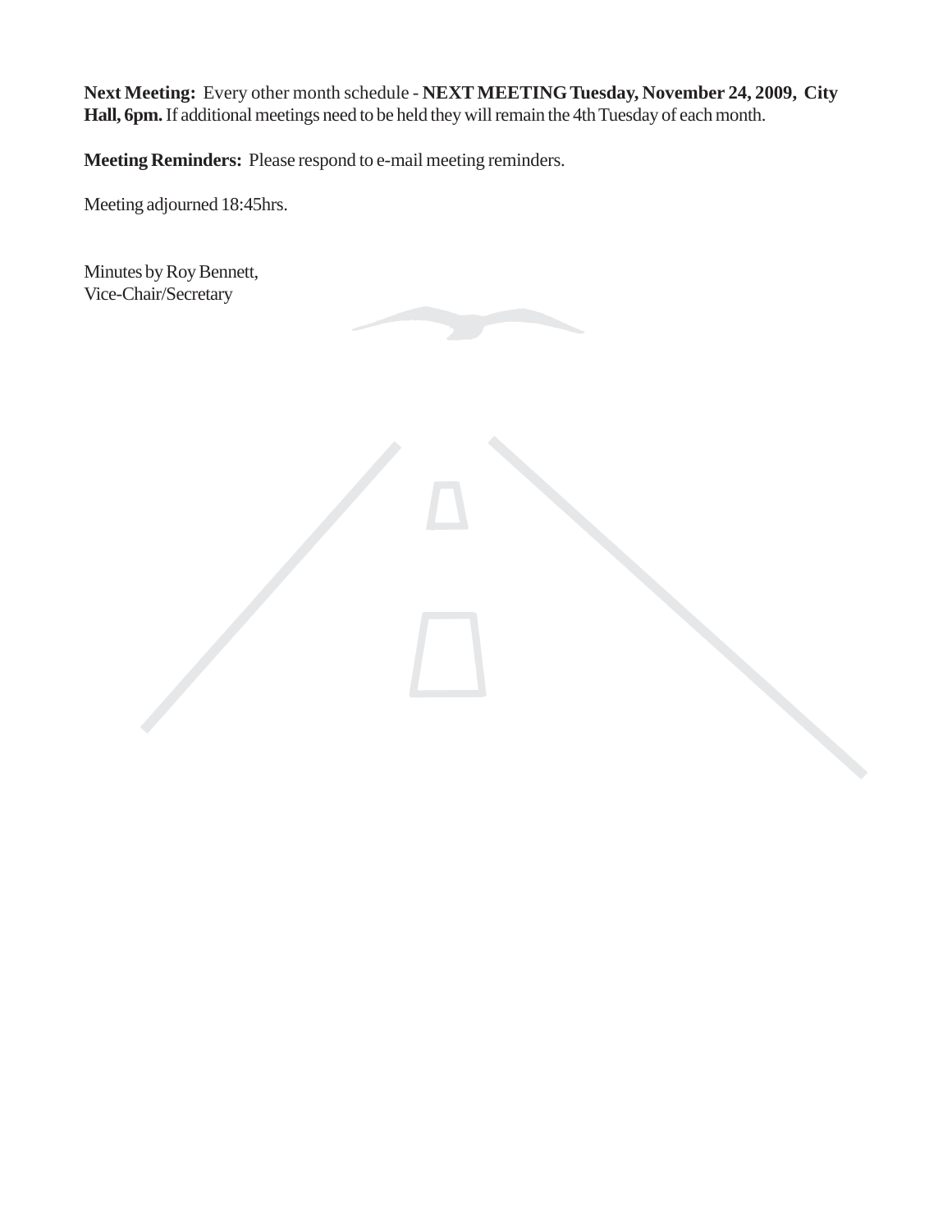**Next Meeting:** Every other month schedule - **NEXT MEETING Tuesday, November 24, 2009, City Hall, 6pm.** If additional meetings need to be held they will remain the 4th Tuesday of each month.

**Meeting Reminders:** Please respond to e-mail meeting reminders.

Meeting adjourned 18:45hrs.

Minutes by Roy Bennett,
Vice-Chair/Secretary